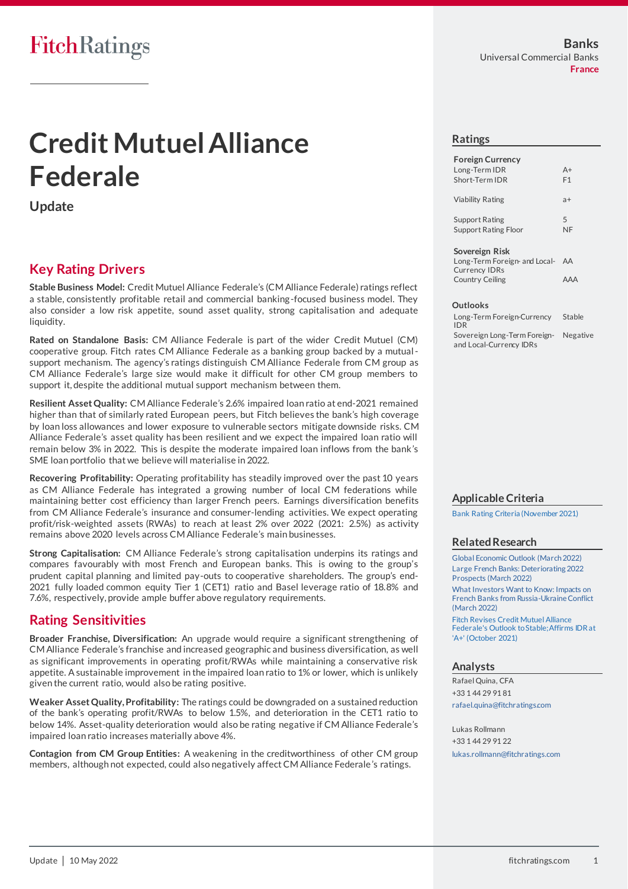# Credit Mutuel Alliance Federale

## Update

Banks
Universal Commercial Banks
France

## Key Rating Drivers

**Stable Business Model:** Credit Mutuel Alliance Federale's (CM Alliance Federale) ratings reflect a stable, consistently profitable retail and commercial banking-focused business model. They also consider a low risk appetite, sound asset quality, strong capitalisation and adequate liquidity.

**Rated on Standalone Basis:** CM Alliance Federale is part of the wider Credit Mutuel (CM) cooperative group. Fitch rates CM Alliance Federale as a banking group backed by a mutual-support mechanism. The agency's ratings distinguish CM Alliance Federale from CM group as CM Alliance Federale's large size would make it difficult for other CM group members to support it, despite the additional mutual support mechanism between them.

**Resilient Asset Quality:** CM Alliance Federale's 2.6% impaired loan ratio at end-2021 remained higher than that of similarly rated European peers, but Fitch believes the bank's high coverage by loan loss allowances and lower exposure to vulnerable sectors mitigate downside risks. CM Alliance Federale's asset quality has been resilient and we expect the impaired loan ratio will remain below 3% in 2022. This is despite the moderate impaired loan inflows from the bank's SME loan portfolio that we believe will materialise in 2022.

**Recovering Profitability:** Operating profitability has steadily improved over the past 10 years as CM Alliance Federale has integrated a growing number of local CM federations while maintaining better cost efficiency than larger French peers. Earnings diversification benefits from CM Alliance Federale's insurance and consumer-lending activities. We expect operating profit/risk-weighted assets (RWAs) to reach at least 2% over 2022 (2021: 2.5%) as activity remains above 2020 levels across CM Alliance Federale's main businesses.

**Strong Capitalisation:** CM Alliance Federale's strong capitalisation underpins its ratings and compares favourably with most French and European banks. This is owing to the group's prudent capital planning and limited pay-outs to cooperative shareholders. The group's end-2021 fully loaded common equity Tier 1 (CET1) ratio and Basel leverage ratio of 18.8% and 7.6%, respectively, provide ample buffer above regulatory requirements.

## Rating Sensitivities

**Broader Franchise, Diversification:** An upgrade would require a significant strengthening of CM Alliance Federale's franchise and increased geographic and business diversification, as well as significant improvements in operating profit/RWAs while maintaining a conservative risk appetite. A sustainable improvement in the impaired loan ratio to 1% or lower, which is unlikely given the current ratio, would also be rating positive.

**Weaker Asset Quality, Profitability:** The ratings could be downgraded on a sustained reduction of the bank's operating profit/RWAs to below 1.5%, and deterioration in the CET1 ratio to below 14%. Asset-quality deterioration would also be rating negative if CM Alliance Federale's impaired loan ratio increases materially above 4%.

**Contagion from CM Group Entities:** A weakening in the creditworthiness of other CM group members, although not expected, could also negatively affect CM Alliance Federale's ratings.

## Ratings

| | |
|---|---|
| **Foreign Currency** | |
| Long-Term IDR | A+ |
| Short-Term IDR | F1 |
| | |
| Viability Rating | a+ |
| | |
| Support Rating | 5 |
| Support Rating Floor | NF |
| | |
| **Sovereign Risk** | |
| Long-Term Foreign- and Local-Currency IDRs | AA |
| Country Ceiling | AAA |

## Outlooks

| | |
|---|---|
| Long-Term Foreign-Currency IDR | Stable |
| Sovereign Long-Term Foreign- and Local-Currency IDRs | Negative |

## Applicable Criteria

Bank Rating Criteria (November 2021)

## Related Research

Global Economic Outlook (March 2022)
Large French Banks: Deteriorating 2022 Prospects (March 2022)
What Investors Want to Know: Impacts on French Banks from Russia-Ukraine Conflict (March 2022)
Fitch Revises Credit Mutuel Alliance Federale's Outlook to Stable; Affirms IDR at 'A+' (October 2021)

## Analysts

Rafael Quina, CFA
+33 1 44 29 91 81
rafael.quina@fitchratings.com

Lukas Rollmann
+33 1 44 29 91 22
lukas.rollmann@fitchratings.com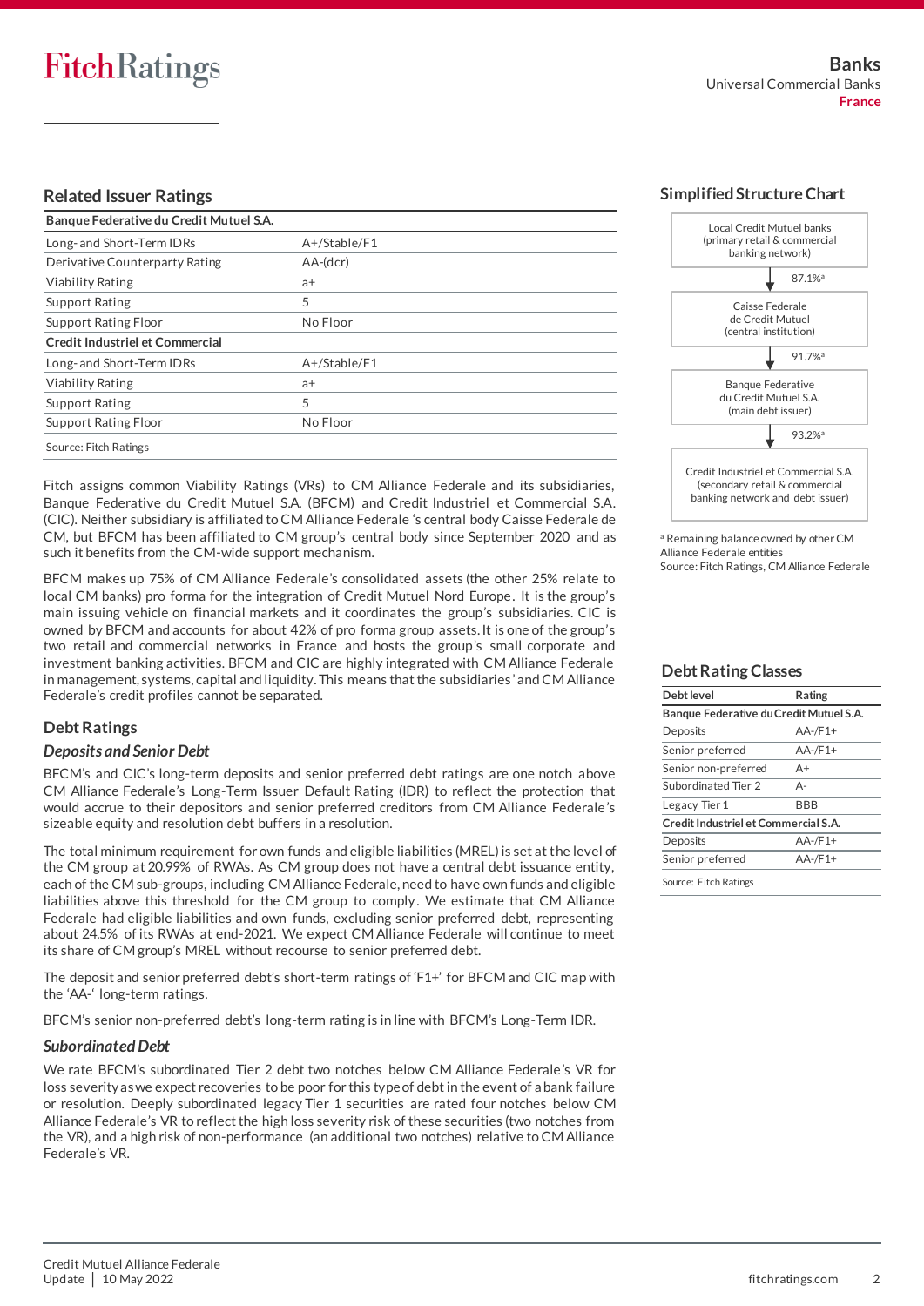## Related Issuer Ratings

| Banque Federative du Credit Mutuel S.A. | |
|---|---|
| Long- and Short-Term IDRs | A+/Stable/F1 |
| Derivative Counterparty Rating | AA-(dcr) |
| Viability Rating | a+ |
| Support Rating | 5 |
| Support Rating Floor | No Floor |
| **Credit Industriel et Commercial** | |
| Long- and Short-Term IDRs | A+/Stable/F1 |
| Viability Rating | a+ |
| Support Rating | 5 |
| Support Rating Floor | No Floor |

Source: Fitch Ratings

Fitch assigns common Viability Ratings (VRs) to CM Alliance Federale and its subsidiaries, Banque Federative du Credit Mutuel S.A. (BFCM) and Credit Industriel et Commercial S.A. (CIC). Neither subsidiary is affiliated to CM Alliance Federale 's central body Caisse Federale de CM, but BFCM has been affiliated to CM group's central body since September 2020 and as such it benefits from the CM-wide support mechanism.

BFCM makes up 75% of CM Alliance Federale's consolidated assets (the other 25% relate to local CM banks) pro forma for the integration of Credit Mutuel Nord Europe. It is the group's main issuing vehicle on financial markets and it coordinates the group's subsidiaries. CIC is owned by BFCM and accounts for about 42% of pro forma group assets. It is one of the group's two retail and commercial networks in France and hosts the group's small corporate and investment banking activities. BFCM and CIC are highly integrated with CM Alliance Federale in management, systems, capital and liquidity. This means that the subsidiaries' and CM Alliance Federale's credit profiles cannot be separated.

## Debt Ratings

### *Deposits and Senior Debt*

BFCM's and CIC's long-term deposits and senior preferred debt ratings are one notch above CM Alliance Federale's Long-Term Issuer Default Rating (IDR) to reflect the protection that would accrue to their depositors and senior preferred creditors from CM Alliance Federale's sizeable equity and resolution debt buffers in a resolution.

The total minimum requirement for own funds and eligible liabilities (MREL) is set at the level of the CM group at 20.99% of RWAs. As CM group does not have a central debt issuance entity, each of the CM sub-groups, including CM Alliance Federale, need to have own funds and eligible liabilities above this threshold for the CM group to comply. We estimate that CM Alliance Federale had eligible liabilities and own funds, excluding senior preferred debt, representing about 24.5% of its RWAs at end-2021. We expect CM Alliance Federale will continue to meet its share of CM group's MREL without recourse to senior preferred debt.

The deposit and senior preferred debt's short-term ratings of 'F1+' for BFCM and CIC map with the 'AA-' long-term ratings.

BFCM's senior non-preferred debt's long-term rating is in line with BFCM's Long-Term IDR.

### *Subordinated Debt*

We rate BFCM's subordinated Tier 2 debt two notches below CM Alliance Federale's VR for loss severity as we expect recoveries to be poor for this type of debt in the event of a bank failure or resolution. Deeply subordinated legacy Tier 1 securities are rated four notches below CM Alliance Federale's VR to reflect the high loss severity risk of these securities (two notches from the VR), and a high risk of non-performance (an additional two notches) relative to CM Alliance Federale's VR.

## Simplified Structure Chart

Local Credit Mutuel banks (primary retail & commercial banking network)

↓ 87.1%[a]

Caisse Federale de Credit Mutuel (central institution)

↓ 91.7%[a]

Banque Federative du Credit Mutuel S.A. (main debt issuer)

↓ 93.2%[a]

Credit Industriel et Commercial S.A. (secondary retail & commercial banking network and debt issuer)

[a] Remaining balance owned by other CM Alliance Federale entities
Source: Fitch Ratings, CM Alliance Federale

## Debt Rating Classes

| Debt level | Rating |
|---|---|
| **Banque Federative du Credit Mutuel S.A.** | |
| Deposits | AA-/F1+ |
| Senior preferred | AA-/F1+ |
| Senior non-preferred | A+ |
| Subordinated Tier 2 | A- |
| Legacy Tier 1 | BBB |
| **Credit Industriel et Commercial S.A.** | |
| Deposits | AA-/F1+ |
| Senior preferred | AA-/F1+ |

Source: Fitch Ratings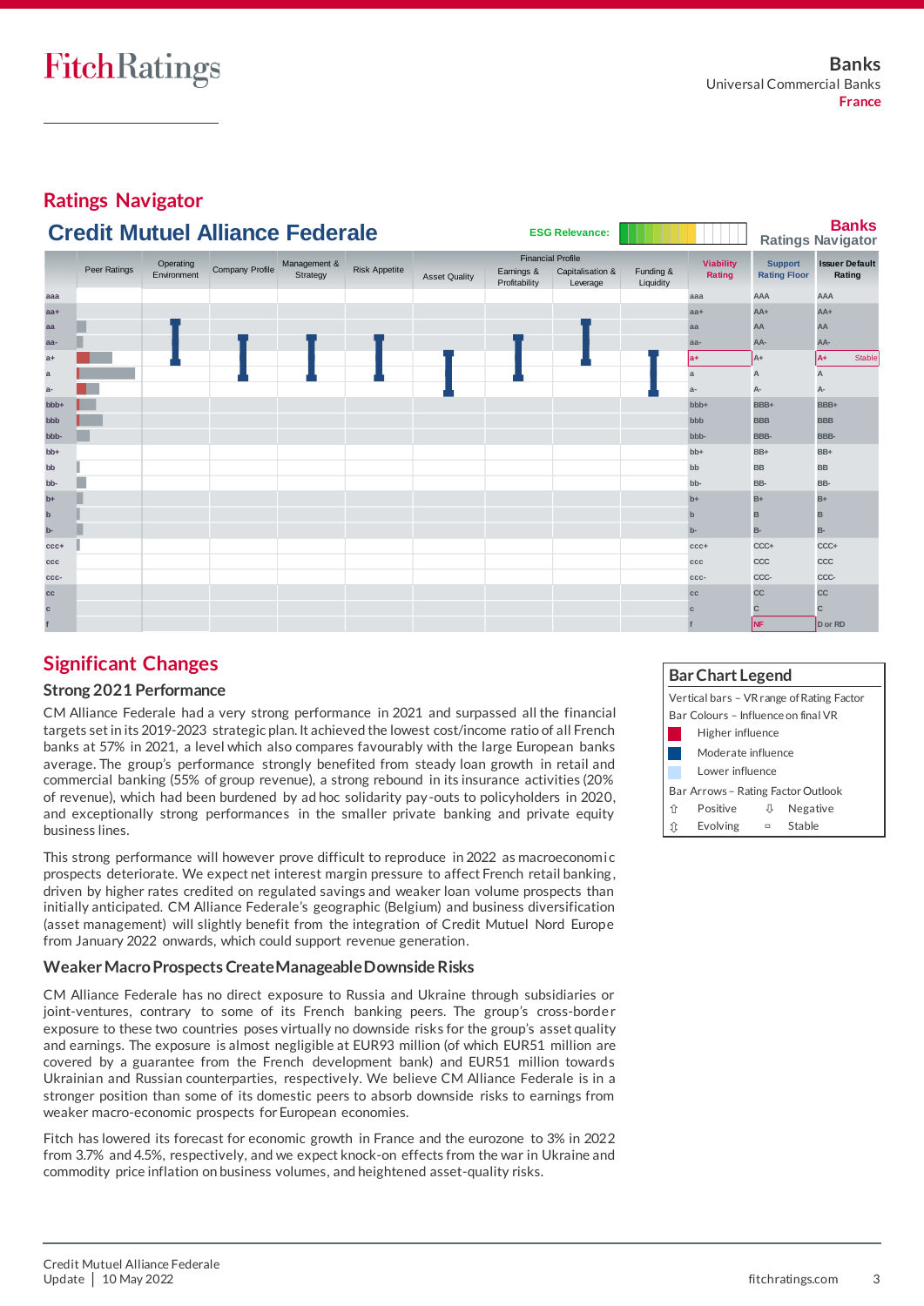## Ratings Navigator

### Credit Mutuel Alliance Federale

ESG Relevance:

**Banks** Ratings Navigator

| | Peer Ratings | Operating Environment | Company Profile | Management & Strategy | Risk Appetite | Asset Quality | Earnings & Profitability | Capitalisation & Leverage | Funding & Liquidity | Viability Rating | Support Rating Floor | Issuer Default Rating |
|---|---|---|---|---|---|---|---|---|---|---|---|---|
| aaa | | | | | | | | | | aaa | AAA | AAA |
| aa+ | | | | | | | | | | aa+ | AA+ | AA+ |
| aa | | | | | | | | | | aa | AA | AA |
| aa- | | | | | | | | | | aa- | AA- | AA- |
| a+ | | | | | | | | | | a+ | A+ | A+ Stable |
| a | | | | | | | | | | a | A | A |
| a- | | | | | | | | | | a- | A- | A- |
| bbb+ | | | | | | | | | | bbb+ | BBB+ | BBB+ |
| bbb | | | | | | | | | | bbb | BBB | BBB |
| bbb- | | | | | | | | | | bbb- | BBB- | BBB- |
| bb+ | | | | | | | | | | bb+ | BB+ | BB+ |
| bb | | | | | | | | | | bb | BB | BB |
| bb- | | | | | | | | | | bb- | BB- | BB- |
| b+ | | | | | | | | | | b+ | B+ | B+ |
| b | | | | | | | | | | b | B | B |
| b- | | | | | | | | | | b- | B- | B- |
| ccc+ | | | | | | | | | | ccc+ | CCC+ | CCC+ |
| ccc | | | | | | | | | | ccc | CCC | CCC |
| ccc- | | | | | | | | | | ccc- | CCC- | CCC- |
| cc | | | | | | | | | | cc | CC | CC |
| c | | | | | | | | | | c | C | C |
| f | | | | | | | | | | f | NF | D or RD |

## Significant Changes

### Strong 2021 Performance

CM Alliance Federale had a very strong performance in 2021 and surpassed all the financial targets set in its 2019-2023 strategic plan. It achieved the lowest cost/income ratio of all French banks at 57% in 2021, a level which also compares favourably with the large European banks average. The group's performance strongly benefited from steady loan growth in retail and commercial banking (55% of group revenue), a strong rebound in its insurance activities (20% of revenue), which had been burdened by ad hoc solidarity pay-outs to policyholders in 2020, and exceptionally strong performances in the smaller private banking and private equity business lines.

This strong performance will however prove difficult to reproduce in 2022 as macroeconomic prospects deteriorate. We expect net interest margin pressure to affect French retail banking, driven by higher rates credited on regulated savings and weaker loan volume prospects than initially anticipated. CM Alliance Federale's geographic (Belgium) and business diversification (asset management) will slightly benefit from the integration of Credit Mutuel Nord Europe from January 2022 onwards, which could support revenue generation.

### Weaker Macro Prospects Create Manageable Downside Risks

CM Alliance Federale has no direct exposure to Russia and Ukraine through subsidiaries or joint-ventures, contrary to some of its French banking peers. The group's cross-border exposure to these two countries poses virtually no downside risks for the group's asset quality and earnings. The exposure is almost negligible at EUR93 million (of which EUR51 million are covered by a guarantee from the French development bank) and EUR51 million towards Ukrainian and Russian counterparties, respectively. We believe CM Alliance Federale is in a stronger position than some of its domestic peers to absorb downside risks to earnings from weaker macro-economic prospects for European economies.

Fitch has lowered its forecast for economic growth in France and the eurozone to 3% in 2022 from 3.7% and 4.5%, respectively, and we expect knock-on effects from the war in Ukraine and commodity price inflation on business volumes, and heightened asset-quality risks.

### Bar Chart Legend

Vertical bars – VR range of Rating Factor

Bar Colours – Influence on final VR

- Higher influence
- Moderate influence
- Lower influence

Bar Arrows – Rating Factor Outlook

| | | | |
|---|---|---|---|
| ⇧ | Positive | ⇩ | Negative |
| ⇳ | Evolving | ▫ | Stable |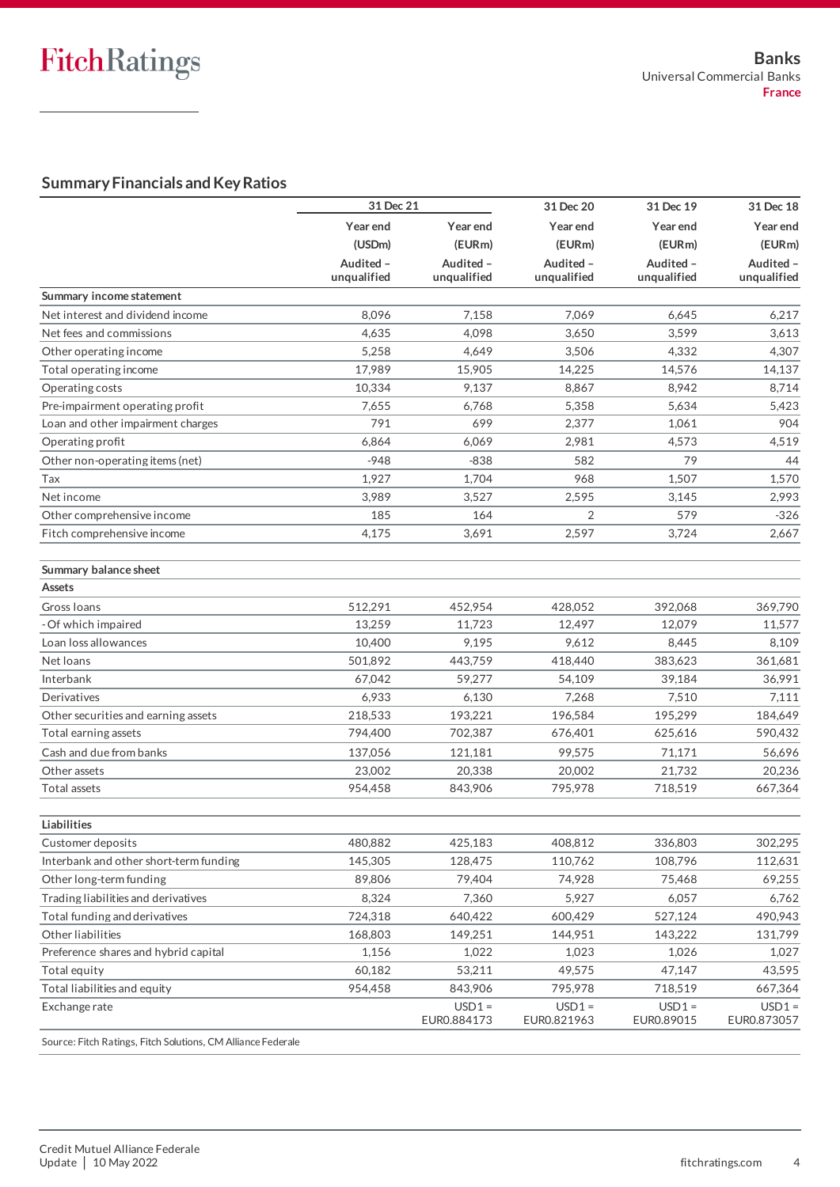## Summary Financials and Key Ratios

| | 31 Dec 21 | | 31 Dec 20 | 31 Dec 19 | 31 Dec 18 |
|---|---|---|---|---|---|
| | Year end | Year end | Year end | Year end | Year end |
| | (USDm) | (EURm) | (EURm) | (EURm) | (EURm) |
| | Audited – unqualified | Audited – unqualified | Audited – unqualified | Audited – unqualified | Audited – unqualified |
| **Summary income statement** | | | | | |
| Net interest and dividend income | 8,096 | 7,158 | 7,069 | 6,645 | 6,217 |
| Net fees and commissions | 4,635 | 4,098 | 3,650 | 3,599 | 3,613 |
| Other operating income | 5,258 | 4,649 | 3,506 | 4,332 | 4,307 |
| Total operating income | 17,989 | 15,905 | 14,225 | 14,576 | 14,137 |
| Operating costs | 10,334 | 9,137 | 8,867 | 8,942 | 8,714 |
| Pre-impairment operating profit | 7,655 | 6,768 | 5,358 | 5,634 | 5,423 |
| Loan and other impairment charges | 791 | 699 | 2,377 | 1,061 | 904 |
| Operating profit | 6,864 | 6,069 | 2,981 | 4,573 | 4,519 |
| Other non-operating items (net) | -948 | -838 | 582 | 79 | 44 |
| Tax | 1,927 | 1,704 | 968 | 1,507 | 1,570 |
| Net income | 3,989 | 3,527 | 2,595 | 3,145 | 2,993 |
| Other comprehensive income | 185 | 164 | 2 | 579 | -326 |
| Fitch comprehensive income | 4,175 | 3,691 | 2,597 | 3,724 | 2,667 |
| | | | | | |
| **Summary balance sheet** | | | | | |
| **Assets** | | | | | |
| Gross loans | 512,291 | 452,954 | 428,052 | 392,068 | 369,790 |
| - Of which impaired | 13,259 | 11,723 | 12,497 | 12,079 | 11,577 |
| Loan loss allowances | 10,400 | 9,195 | 9,612 | 8,445 | 8,109 |
| Net loans | 501,892 | 443,759 | 418,440 | 383,623 | 361,681 |
| Interbank | 67,042 | 59,277 | 54,109 | 39,184 | 36,991 |
| Derivatives | 6,933 | 6,130 | 7,268 | 7,510 | 7,111 |
| Other securities and earning assets | 218,533 | 193,221 | 196,584 | 195,299 | 184,649 |
| Total earning assets | 794,400 | 702,387 | 676,401 | 625,616 | 590,432 |
| Cash and due from banks | 137,056 | 121,181 | 99,575 | 71,171 | 56,696 |
| Other assets | 23,002 | 20,338 | 20,002 | 21,732 | 20,236 |
| Total assets | 954,458 | 843,906 | 795,978 | 718,519 | 667,364 |
| | | | | | |
| **Liabilities** | | | | | |
| Customer deposits | 480,882 | 425,183 | 408,812 | 336,803 | 302,295 |
| Interbank and other short-term funding | 145,305 | 128,475 | 110,762 | 108,796 | 112,631 |
| Other long-term funding | 89,806 | 79,404 | 74,928 | 75,468 | 69,255 |
| Trading liabilities and derivatives | 8,324 | 7,360 | 5,927 | 6,057 | 6,762 |
| Total funding and derivatives | 724,318 | 640,422 | 600,429 | 527,124 | 490,943 |
| Other liabilities | 168,803 | 149,251 | 144,951 | 143,222 | 131,799 |
| Preference shares and hybrid capital | 1,156 | 1,022 | 1,023 | 1,026 | 1,027 |
| Total equity | 60,182 | 53,211 | 49,575 | 47,147 | 43,595 |
| Total liabilities and equity | 954,458 | 843,906 | 795,978 | 718,519 | 667,364 |
| Exchange rate | | USD1 = EUR0.884173 | USD1 = EUR0.821963 | USD1 = EUR0.89015 | USD1 = EUR0.873057 |

Source: Fitch Ratings, Fitch Solutions, CM Alliance Federale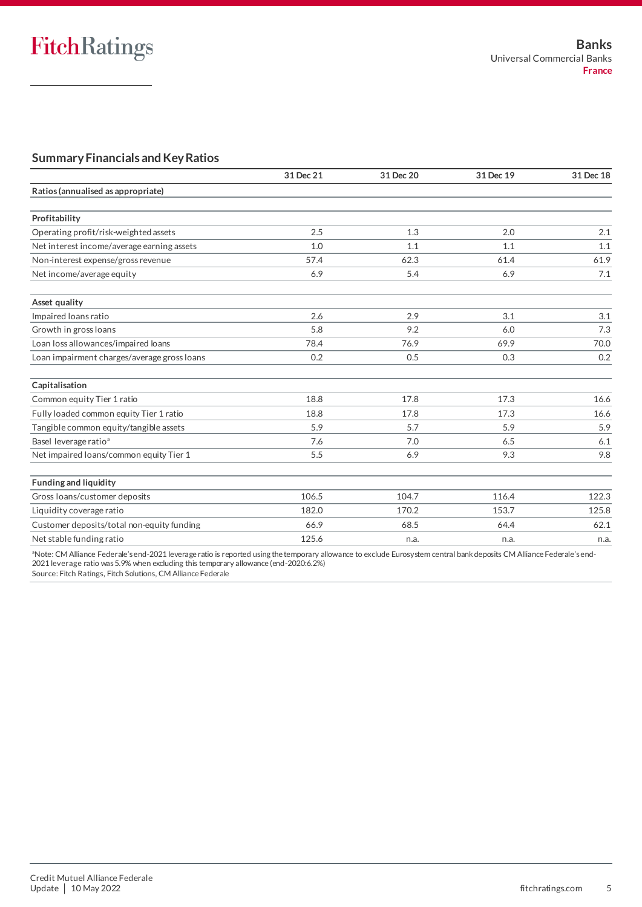## Summary Financials and Key Ratios

| | 31 Dec 21 | 31 Dec 20 | 31 Dec 19 | 31 Dec 18 |
|---|---|---|---|---|
| **Ratios (annualised as appropriate)** | | | | |
| **Profitability** | | | | |
| Operating profit/risk-weighted assets | 2.5 | 1.3 | 2.0 | 2.1 |
| Net interest income/average earning assets | 1.0 | 1.1 | 1.1 | 1.1 |
| Non-interest expense/gross revenue | 57.4 | 62.3 | 61.4 | 61.9 |
| Net income/average equity | 6.9 | 5.4 | 6.9 | 7.1 |
| **Asset quality** | | | | |
| Impaired loans ratio | 2.6 | 2.9 | 3.1 | 3.1 |
| Growth in gross loans | 5.8 | 9.2 | 6.0 | 7.3 |
| Loan loss allowances/impaired loans | 78.4 | 76.9 | 69.9 | 70.0 |
| Loan impairment charges/average gross loans | 0.2 | 0.5 | 0.3 | 0.2 |
| **Capitalisation** | | | | |
| Common equity Tier 1 ratio | 18.8 | 17.8 | 17.3 | 16.6 |
| Fully loaded common equity Tier 1 ratio | 18.8 | 17.8 | 17.3 | 16.6 |
| Tangible common equity/tangible assets | 5.9 | 5.7 | 5.9 | 5.9 |
| Basel leverage ratio[a] | 7.6 | 7.0 | 6.5 | 6.1 |
| Net impaired loans/common equity Tier 1 | 5.5 | 6.9 | 9.3 | 9.8 |
| **Funding and liquidity** | | | | |
| Gross loans/customer deposits | 106.5 | 104.7 | 116.4 | 122.3 |
| Liquidity coverage ratio | 182.0 | 170.2 | 153.7 | 125.8 |
| Customer deposits/total non-equity funding | 66.9 | 68.5 | 64.4 | 62.1 |
| Net stable funding ratio | 125.6 | n.a. | n.a. | n.a. |

[a]Note: CM Alliance Federale's end-2021 leverage ratio is reported using the temporary allowance to exclude Eurosystem central bank deposits CM Alliance Federale's end-2021 leverage ratio was 5.9% when excluding this temporary allowance (end-2020:6.2%)
Source: Fitch Ratings, Fitch Solutions, CM Alliance Federale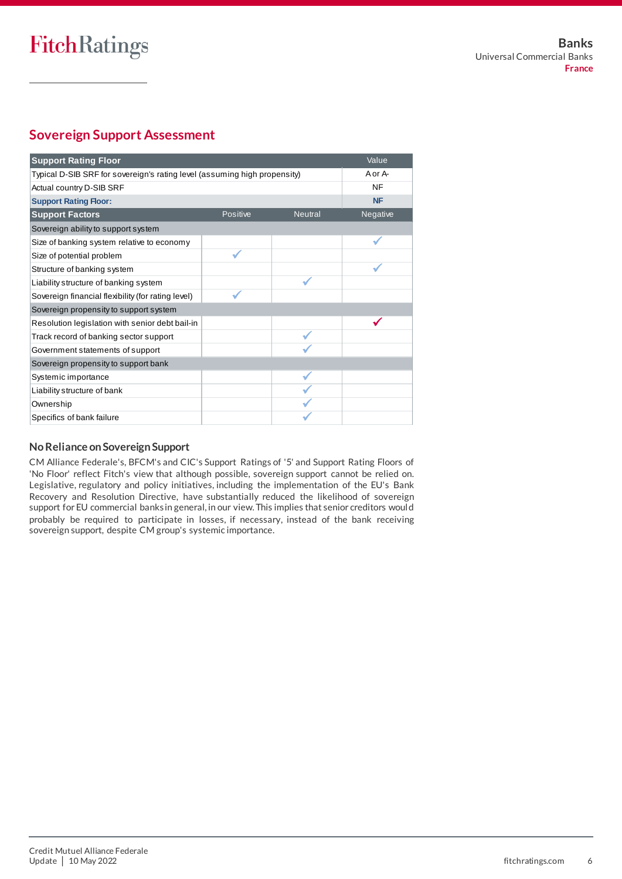## Sovereign Support Assessment

| Support Rating Floor | | | Value |
|---|---|---|---|
| Typical D-SIB SRF for sovereign's rating level (assuming high propensity) | | | A or A- |
| Actual country D-SIB SRF | | | NF |
| **Support Rating Floor:** | | | **NF** |
| **Support Factors** | Positive | Neutral | Negative |
| Sovereign ability to support system | | | |
| Size of banking system relative to economy | | | ✓ |
| Size of potential problem | ✓ | | |
| Structure of banking system | | | ✓ |
| Liability structure of banking system | | ✓ | |
| Sovereign financial flexibility (for rating level) | ✓ | | |
| Sovereign propensity to support system | | | |
| Resolution legislation with senior debt bail-in | | | ✓ |
| Track record of banking sector support | | ✓ | |
| Government statements of support | | ✓ | |
| Sovereign propensity to support bank | | | |
| Systemic importance | | ✓ | |
| Liability structure of bank | | ✓ | |
| Ownership | | ✓ | |
| Specifics of bank failure | | ✓ | |

### No Reliance on Sovereign Support

CM Alliance Federale's, BFCM's and CIC's Support Ratings of '5' and Support Rating Floors of 'No Floor' reflect Fitch's view that although possible, sovereign support cannot be relied on. Legislative, regulatory and policy initiatives, including the implementation of the EU's Bank Recovery and Resolution Directive, have substantially reduced the likelihood of sovereign support for EU commercial banks in general, in our view. This implies that senior creditors would probably be required to participate in losses, if necessary, instead of the bank receiving sovereign support, despite CM group's systemic importance.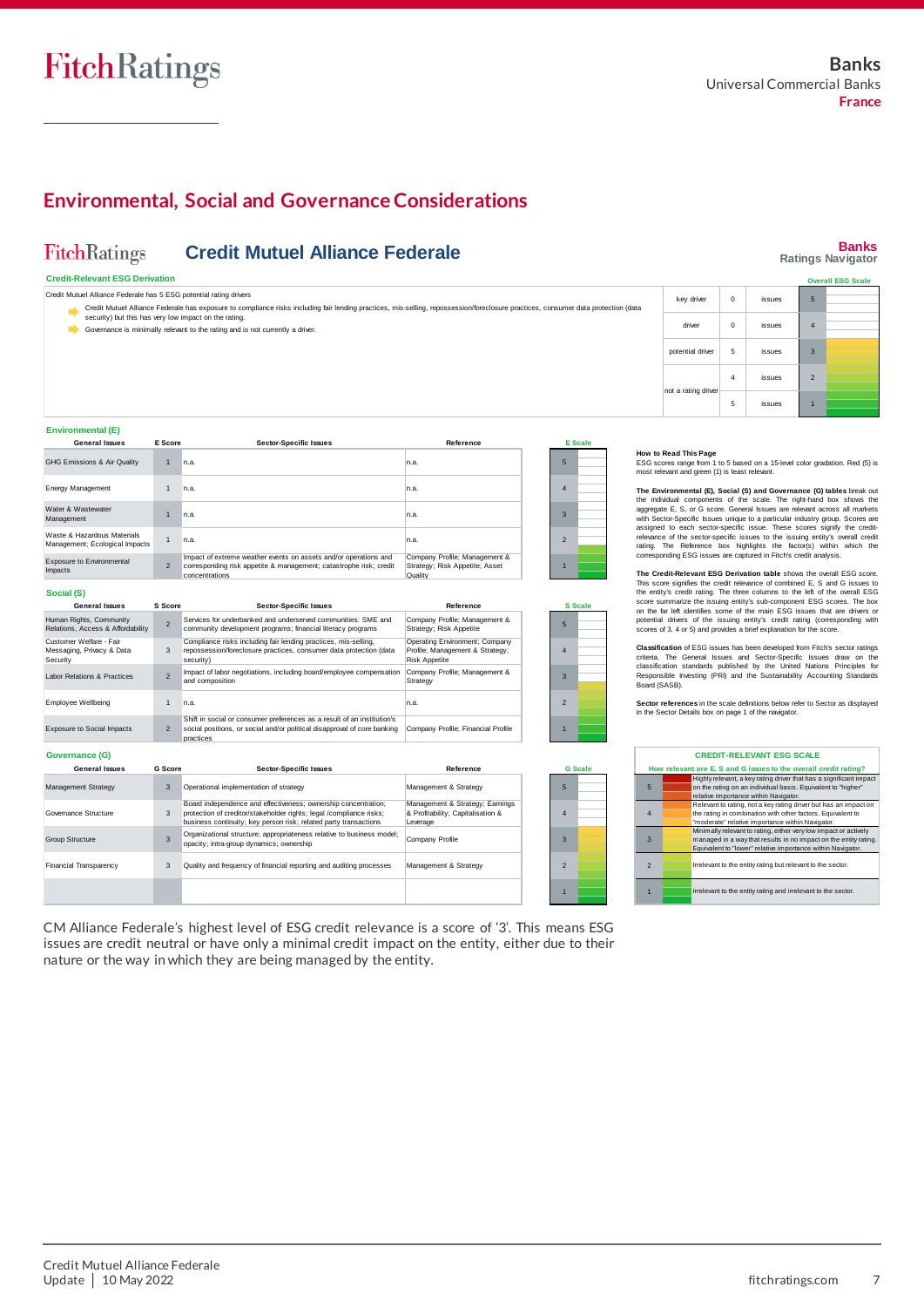## Environmental, Social and Governance Considerations

**Credit Mutuel Alliance Federale** — Banks Ratings Navigator

### Credit-Relevant ESG Derivation

Credit Mutuel Alliance Federale has 5 ESG potential rating drivers

- Credit Mutuel Alliance Federale has exposure to compliance risks including fair lending practices, mis-selling, repossession/foreclosure practices, consumer data protection (data security) but this has very low impact on the rating.
- Governance is minimally relevant to the rating and is not currently a driver.

| | | | Overall ESG Scale |
|---|---|---|---|
| key driver | 0 | issues | 5 |
| driver | 0 | issues | 4 |
| potential driver | 5 | issues | 3 |
| not a rating driver | 4 | issues | 2 |
| | 5 | issues | 1 |

### Environmental (E)

| General Issues | E Score | Sector-Specific Issues | Reference |
|---|---|---|---|
| GHG Emissions & Air Quality | 1 | n.a. | n.a. |
| Energy Management | 1 | n.a. | n.a. |
| Water & Wastewater Management | 1 | n.a. | n.a. |
| Waste & Hazardous Materials Management; Ecological Impacts | 1 | n.a. | n.a. |
| Exposure to Environmental Impacts | 2 | Impact of extreme weather events on assets and/or operations and corresponding risk appetite & management; catastrophe risk; credit concentrations | Company Profile; Management & Strategy; Risk Appetite; Asset Quality |

### Social (S)

| General Issues | S Score | Sector-Specific Issues | Reference |
|---|---|---|---|
| Human Rights, Community Relations, Access & Affordability | 2 | Services for underbanked and underserved communities: SME and community development programs; financial literacy programs | Company Profile; Management & Strategy; Risk Appetite |
| Customer Welfare - Fair Messaging, Privacy & Data Security | 3 | Compliance risks including fair lending practices, mis-selling, repossession/foreclosure practices, consumer data protection (data security) | Operating Environment; Company Profile; Management & Strategy; Risk Appetite |
| Labor Relations & Practices | 2 | Impact of labor negotiations, including board/employee compensation and composition | Company Profile; Management & Strategy |
| Employee Wellbeing | 1 | n.a. | n.a. |
| Exposure to Social Impacts | 2 | Shift in social or consumer preferences as a result of an institution's social positions, or social and/or political disapproval of core banking practices | Company Profile; Financial Profile |

### Governance (G)

| General Issues | G Score | Sector-Specific Issues | Reference |
|---|---|---|---|
| Management Strategy | 3 | Operational implementation of strategy | Management & Strategy |
| Governance Structure | 3 | Board independence and effectiveness; ownership concentration; protection of creditor/stakeholder rights; legal /compliance risks; business continuity; key person risk; related party transactions | Management & Strategy; Earnings & Profitability; Capitalisation & Leverage |
| Group Structure | 3 | Organizational structure; appropriateness relative to business model; opacity; intra-group dynamics; ownership | Company Profile |
| Financial Transparency | 3 | Quality and frequency of financial reporting and auditing processes | Management & Strategy |

**How to Read This Page**
ESG scores range from 1 to 5 based on a 15-level color gradation. Red (5) is most relevant and green (1) is least relevant.

**The Environmental (E), Social (S) and Governance (G) tables** break out the individual components of the scale. The right-hand box shows the aggregate E, S, or G score. General Issues are relevant across all markets with Sector-Specific Issues unique to a particular industry group. Scores are assigned to each sector-specific issue. These scores signify the credit-relevance of the sector-specific issues to the issuing entity's overall credit rating. The Reference box highlights the factor(s) within which the corresponding ESG issues are captured in Fitch's credit analysis.

**The Credit-Relevant ESG Derivation table** shows the overall ESG score. This score signifies the credit relevance of combined E, S and G issues to the entity's credit rating. The three columns to the left of the overall ESG score summarize the issuing entity's sub-component ESG scores. The box on the far left identifies some of the main ESG issues that are drivers or potential drivers of the issuing entity's credit rating (corresponding with scores of 3, 4 or 5) and provides a brief explanation for the score.

**Classification** of ESG issues has been developed from Fitch's sector ratings criteria. The General Issues and Sector-Specific Issues draw on the classification standards published by the United Nations Principles for Responsible Investing (PRI) and the Sustainability Accounting Standards Board (SASB).

**Sector references** in the scale definitions below refer to Sector as displayed in the Sector Details box on page 1 of the navigator.

**CREDIT-RELEVANT ESG SCALE**

How relevant are E, S and G issues to the overall credit rating?

| Score | Description |
|---|---|
| 5 | Highly relevant, a key rating driver that has a significant impact on the rating on an individual basis. Equivalent to "higher" relative importance within Navigator. |
| 4 | Relevant to rating, not a key rating driver but has an impact on the rating in combination with other factors. Equivalent to "moderate" relative importance within Navigator. |
| 3 | Minimally relevant to rating, either very low impact or actively managed in a way that results in no impact on the entity rating. Equivalent to "lower" relative importance within Navigator. |
| 2 | Irrelevant to the entity rating but relevant to the sector. |
| 1 | Irrelevant to the entity rating and irrelevant to the sector. |

CM Alliance Federale's highest level of ESG credit relevance is a score of '3'. This means ESG issues are credit neutral or have only a minimal credit impact on the entity, either due to their nature or the way in which they are being managed by the entity.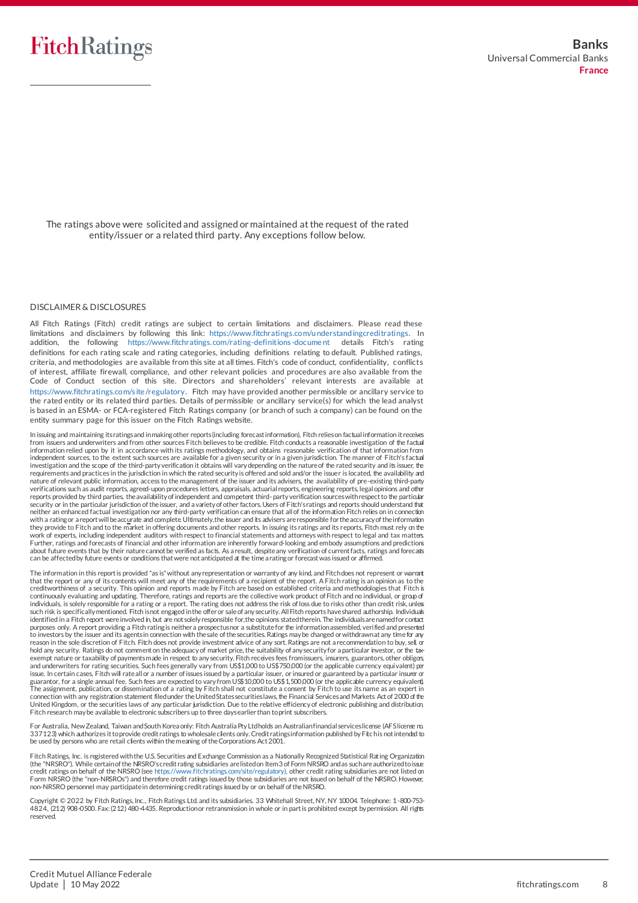The ratings above were solicited and assigned or maintained at the request of the rated entity/issuer or a related third party. Any exceptions follow below.

DISCLAIMER & DISCLOSURES

All Fitch Ratings (Fitch) credit ratings are subject to certain limitations and disclaimers. Please read these limitations and disclaimers by following this link: https://www.fitchratings.com/understandingcreditratings. In addition, the following https://www.fitchratings.com/rating-definitions-document details Fitch's rating definitions for each rating scale and rating categories, including definitions relating to default. Published ratings, criteria, and methodologies are available from this site at all times. Fitch's code of conduct, confidentiality, conflicts of interest, affiliate firewall, compliance, and other relevant policies and procedures are also available from the Code of Conduct section of this site. Directors and shareholders' relevant interests are available at https://www.fitchratings.com/site/regulatory. Fitch may have provided another permissible or ancillary service to the rated entity or its related third parties. Details of permissible or ancillary service(s) for which the lead analyst is based in an ESMA- or FCA-registered Fitch Ratings company (or branch of such a company) can be found on the entity summary page for this issuer on the Fitch Ratings website.

In issuing and maintaining its ratings and in making other reports (including forecast information), Fitch relies on factual information it receives from issuers and underwriters and from other sources Fitch believes to be credible. Fitch conducts a reasonable investigation of the factual information relied upon by it in accordance with its ratings methodology, and obtains reasonable verification of that information from independent sources, to the extent such sources are available for a given security or in a given jurisdiction. The manner of Fitch's factual investigation and the scope of the third-party verification it obtains will vary depending on the nature of the rated security and its issuer, the requirements and practices in the jurisdiction in which the rated security is offered and sold and/or the issuer is located, the availability and nature of relevant public information, access to the management of the issuer and its advisers, the availability of pre-existing third-party verifications such as audit reports, agreed-upon procedures letters, appraisals, actuarial reports, engineering reports, legal opinions and other reports provided by third parties, the availability of independent and competent third-party verification sources with respect to the particular security or in the particular jurisdiction of the issuer, and a variety of other factors. Users of Fitch's ratings and reports should understand that neither an enhanced factual investigation nor any third-party verification can ensure that all of the information Fitch relies on in connection with a rating or a report will be accurate and complete. Ultimately, the issuer and its advisers are responsible for the accuracy of the information they provide to Fitch and to the market in offering documents and other reports. In issuing its ratings and its reports, Fitch must rely on the work of experts, including independent auditors with respect to financial statements and attorneys with respect to legal and tax matters. Further, ratings and forecasts of financial and other information are inherently forward-looking and embody assumptions and predictions about future events that by their nature cannot be verified as facts. As a result, despite any verification of current facts, ratings and forecasts can be affected by future events or conditions that were not anticipated at the time a rating or forecast was issued or affirmed.

The information in this report is provided "as is" without any representation or warranty of any kind, and Fitch does not represent or warrant that the report or any of its contents will meet any of the requirements of a recipient of the report. A Fitch rating is an opinion as to the creditworthiness of a security. This opinion and reports made by Fitch are based on established criteria and methodologies that Fitch is continuously evaluating and updating. Therefore, ratings and reports are the collective work product of Fitch and no individual, or group of individuals, is solely responsible for a rating or a report. The rating does not address the risk of loss due to risks other than credit risk, unless such risk is specifically mentioned. Fitch is not engaged in the offer or sale of any security. All Fitch reports have shared authorship. Individuals identified in a Fitch report were involved in, but are not solely responsible for, the opinions stated therein. The individuals are named for contact purposes only. A report providing a Fitch rating is neither a prospectus nor a substitute for the information assembled, verified and presented to investors by the issuer and its agents in connection with the sale of the securities. Ratings may be changed or withdrawn at any time for any reason in the sole discretion of Fitch. Fitch does not provide investment advice of any sort. Ratings are not a recommendation to buy, sell, or hold any security. Ratings do not comment on the adequacy of market price, the suitability of any security for a particular investor, or the tax-exempt nature or taxability of payments made in respect to any security. Fitch receives fees from issuers, insurers, guarantors, other obligors, and underwriters for rating securities. Such fees generally vary from US$1,000 to US$750,000 (or the applicable currency equivalent) per issue. In certain cases, Fitch will rate all or a number of issues issued by a particular issuer, or insured or guaranteed by a particular insurer or guarantor, for a single annual fee. Such fees are expected to vary from US$10,000 to US$1,500,000 (or the applicable currency equivalent). The assignment, publication, or dissemination of a rating by Fitch shall not constitute a consent by Fitch to use its name as an expert in connection with any registration statement filed under the United States securities laws, the Financial Services and Markets Act of 2000 of the United Kingdom, or the securities laws of any particular jurisdiction. Due to the relative efficiency of electronic publishing and distribution, Fitch research may be available to electronic subscribers up to three days earlier than to print subscribers.

For Australia, New Zealand, Taiwan and South Korea only: Fitch Australia Pty Ltd holds an Australian financial services license (AFS license no. 337123) which authorizes it to provide credit ratings to wholesale clients only. Credit ratings information published by Fitch is not intended to be used by persons who are retail clients within the meaning of the Corporations Act 2001.

Fitch Ratings, Inc. is registered with the U.S. Securities and Exchange Commission as a Nationally Recognized Statistical Rating Organization (the "NRSRO"). While certain of the NRSRO's credit rating subsidiaries are listed on Item 3 of Form NRSRO and as such are authorized to issue credit ratings on behalf of the NRSRO (see https://www.fitchratings.com/site/regulatory), other credit rating subsidiaries are not listed on Form NRSRO (the "non-NRSROs") and therefore credit ratings issued by those subsidiaries are not issued on behalf of the NRSRO. However, non-NRSRO personnel may participate in determining credit ratings issued by or on behalf of the NRSRO.

Copyright © 2022 by Fitch Ratings, Inc., Fitch Ratings Ltd. and its subsidiaries. 33 Whitehall Street, NY, NY 10004. Telephone: 1-800-753-4824, (212) 908-0500. Fax: (212) 480-4435. Reproduction or retransmission in whole or in part is prohibited except by permission. All rights reserved.